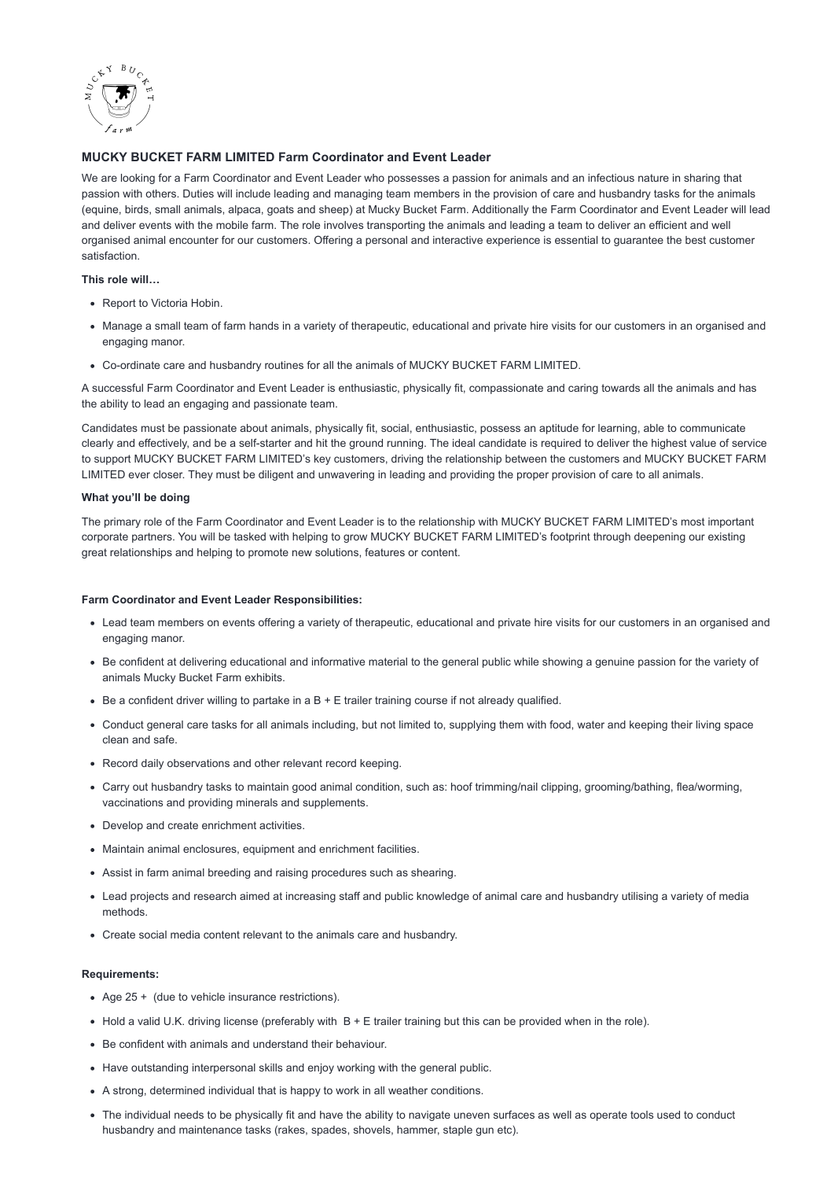## MUCKY BUCKET FARM LIMITED Farm Coordinator and Event Leader

We are looking for a Farm Coordinator and Event Leader who possesses a passion for animals and an infectious nature in sharing that passion with others. Duties will include leading and managing team members in the provision of care and husbandry tasks for the animals (equine, birds, small animals, alpaca, goats and sheep) at Mucky Bucket Farm. Additionally the Farm Coordinator and Event Leader will lead and deliver events with the mobile farm. The role involves transporting the animals and leading a team to deliver an efficient and well organised animal encounter for our customers. Offering a personal and interactive experience is essential to guarantee the best customer satisfaction.

**This role will…**

- Report to Victoria Hobin.
- Manage a small team of farm hands in a variety of therapeutic, educational and private hire visits for our customers in an organised and engaging manor.
- Co-ordinate care and husbandry routines for all the animals of MUCKY BUCKET FARM LIMITED.

A successful Farm Coordinator and Event Leader is enthusiastic, physically fit, compassionate and caring towards all the animals and has the ability to lead an engaging and passionate team.

Candidates must be passionate about animals, physically fit, social, enthusiastic, possess an aptitude for learning, able to communicate clearly and effectively, and be a self-starter and hit the ground running. The ideal candidate is required to deliver the highest value of service to support MUCKY BUCKET FARM LIMITED's key customers, driving the relationship between the customers and MUCKY BUCKET FARM LIMITED ever closer. They must be diligent and unwavering in leading and providing the proper provision of care to all animals.

**What you'll be doing**

The primary role of the Farm Coordinator and Event Leader is to the relationship with MUCKY BUCKET FARM LIMITED's most important corporate partners. You will be tasked with helping to grow MUCKY BUCKET FARM LIMITED's footprint through deepening our existing great relationships and helping to promote new solutions, features or content.

**Farm Coordinator and Event Leader Responsibilities:**

- Lead team members on events offering a variety of therapeutic, educational and private hire visits for our customers in an organised and engaging manor.
- Be confident at delivering educational and informative material to the general public while showing a genuine passion for the variety of animals Mucky Bucket Farm exhibits.
- Be a confident driver willing to partake in a B + E trailer training course if not already qualified.
- Conduct general care tasks for all animals including, but not limited to, supplying them with food, water and keeping their living space clean and safe.
- Record daily observations and other relevant record keeping.
- Carry out husbandry tasks to maintain good animal condition, such as: hoof trimming/nail clipping, grooming/bathing, flea/worming, vaccinations and providing minerals and supplements.
- Develop and create enrichment activities.
- Maintain animal enclosures, equipment and enrichment facilities.
- Assist in farm animal breeding and raising procedures such as shearing.
- Lead projects and research aimed at increasing staff and public knowledge of animal care and husbandry utilising a variety of media methods.
- Create social media content relevant to the animals care and husbandry.

**Requirements:**

- Age 25 + (due to vehicle insurance restrictions).
- Hold a valid U.K. driving license (preferably with B + E trailer training but this can be provided when in the role).
- Be confident with animals and understand their behaviour.
- Have outstanding interpersonal skills and enjoy working with the general public.
- A strong, determined individual that is happy to work in all weather conditions.
- The individual needs to be physically fit and have the ability to navigate uneven surfaces as well as operate tools used to conduct husbandry and maintenance tasks (rakes, spades, shovels, hammer, staple gun etc).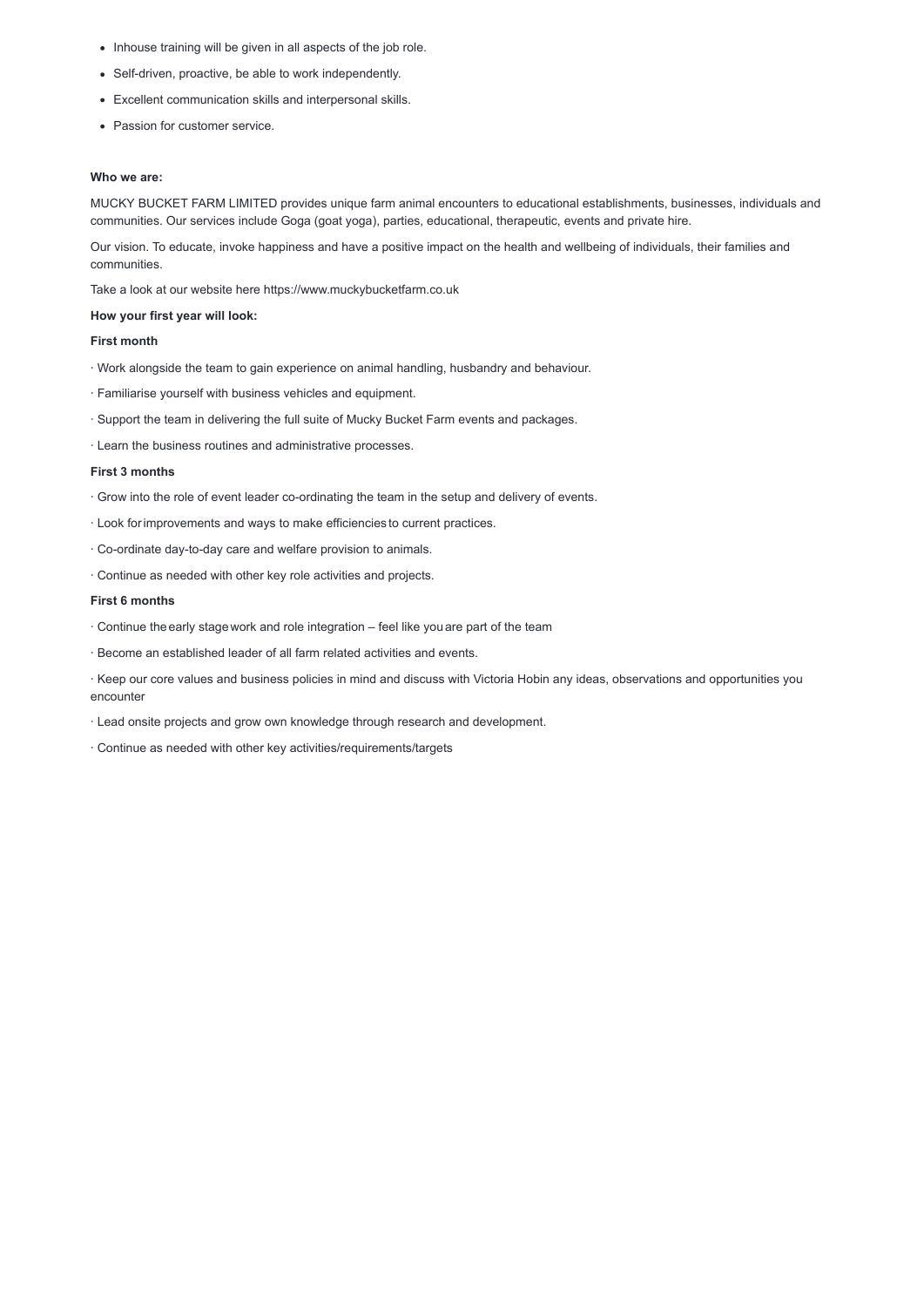- Inhouse training will be given in all aspects of the job role.
- Self-driven, proactive, be able to work independently.
- Excellent communication skills and interpersonal skills.
- Passion for customer service.

**Who we are:**

MUCKY BUCKET FARM LIMITED provides unique farm animal encounters to educational establishments, businesses, individuals and communities. Our services include Goga (goat yoga), parties, educational, therapeutic, events and private hire.

Our vision. To educate, invoke happiness and have a positive impact on the health and wellbeing of individuals, their families and communities.

Take a look at our website here https://www.muckybucketfarm.co.uk

**How your first year will look:**

**First month**

· Work alongside the team to gain experience on animal handling, husbandry and behaviour.

· Familiarise yourself with business vehicles and equipment.

· Support the team in delivering the full suite of Mucky Bucket Farm events and packages.

· Learn the business routines and administrative processes.

**First 3 months**

· Grow into the role of event leader co-ordinating the team in the setup and delivery of events.

· Look for improvements and ways to make efficiencies to current practices.

· Co-ordinate day-to-day care and welfare provision to animals.

· Continue as needed with other key role activities and projects.

**First 6 months**

· Continue the early stage work and role integration – feel like you are part of the team

· Become an established leader of all farm related activities and events.

· Keep our core values and business policies in mind and discuss with Victoria Hobin any ideas, observations and opportunities you encounter

· Lead onsite projects and grow own knowledge through research and development.

· Continue as needed with other key activities/requirements/targets